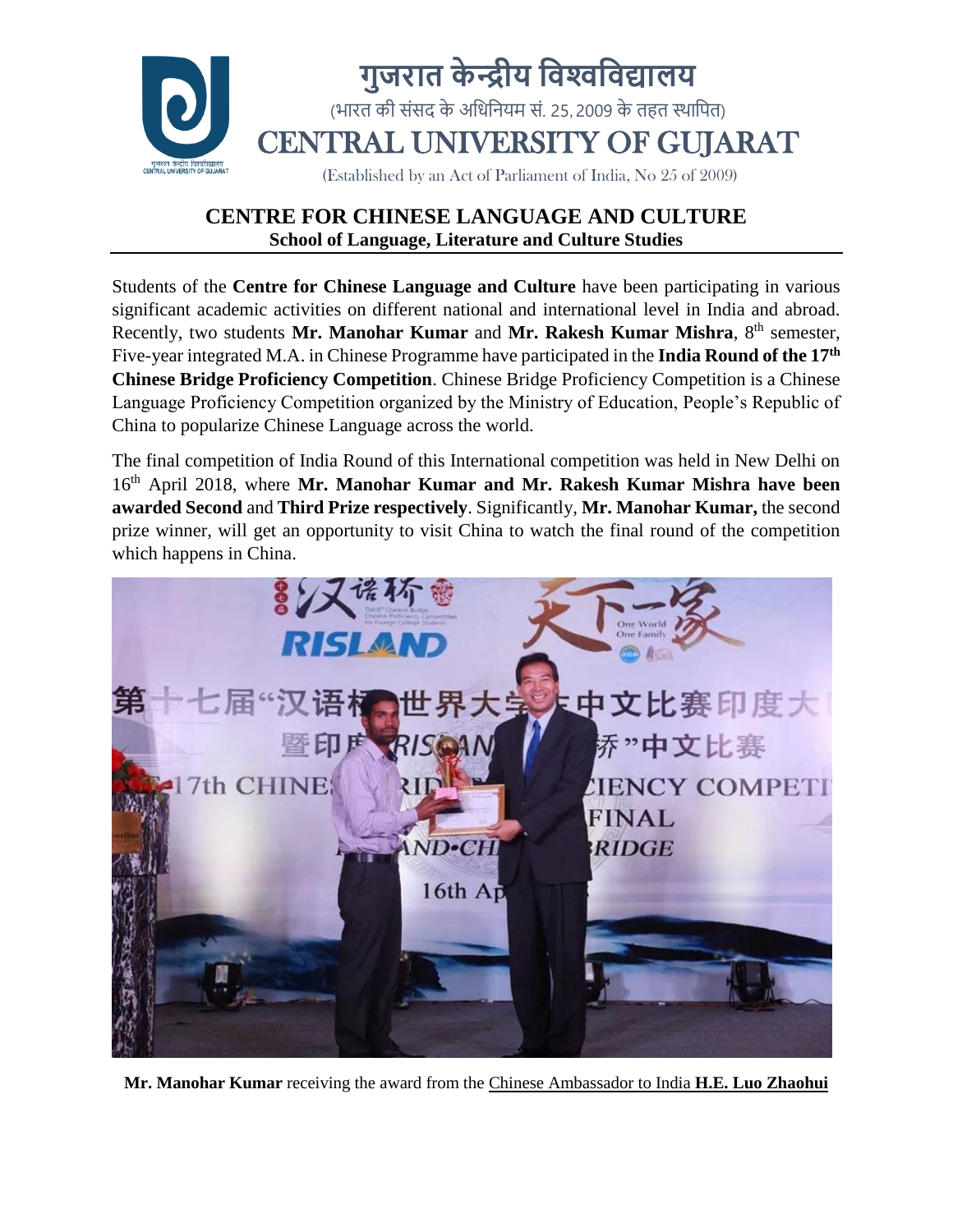# गुजरात केन्द्रीय विश्वविद्यालय

(भारत की संसद के अधिनियम सं. 25, 2009 के तहत स्थापित)

# CENTRAL UNIVERSITY OF GUJARAT

(Established by an Act of Parliament of India, No 25 of 2009)

## CENTRE FOR CHINESE LANGUAGE AND CULTURE

**School of Language, Literature and Culture Studies**

Students of the **Centre for Chinese Language and Culture** have been participating in various significant academic activities on different national and international level in India and abroad. Recently, two students **Mr. Manohar Kumar** and **Mr. Rakesh Kumar Mishra**, 8th semester, Five-year integrated M.A. in Chinese Programme have participated in the **India Round of the 17th Chinese Bridge Proficiency Competition**. Chinese Bridge Proficiency Competition is a Chinese Language Proficiency Competition organized by the Ministry of Education, People's Republic of China to popularize Chinese Language across the world.

The final competition of India Round of this International competition was held in New Delhi on 16th April 2018, where **Mr. Manohar Kumar and Mr. Rakesh Kumar Mishra have been awarded Second** and **Third Prize respectively**. Significantly, **Mr. Manohar Kumar,** the second prize winner, will get an opportunity to visit China to watch the final round of the competition which happens in China.

**Mr. Manohar Kumar** receiving the award from the Chinese Ambassador to India **H.E. Luo Zhaohui**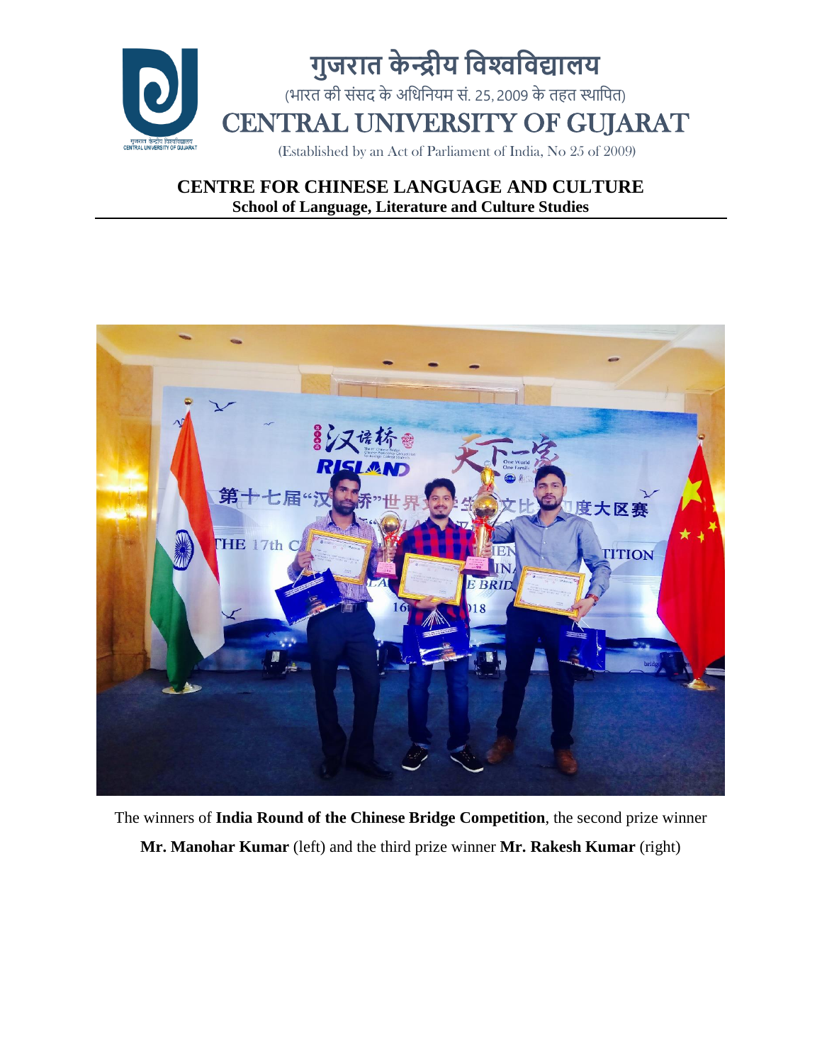# गुजरात केन्द्रीय विश्वविद्यालय

(भारत की संसद के अधिनियम सं. 25, 2009 के तहत स्थापित)

# CENTRAL UNIVERSITY OF GUJARAT

(Established by an Act of Parliament of India, No 25 of 2009)

## CENTRE FOR CHINESE LANGUAGE AND CULTURE

**School of Language, Literature and Culture Studies**

The winners of **India Round of the Chinese Bridge Competition**, the second prize winner **Mr. Manohar Kumar** (left) and the third prize winner **Mr. Rakesh Kumar** (right)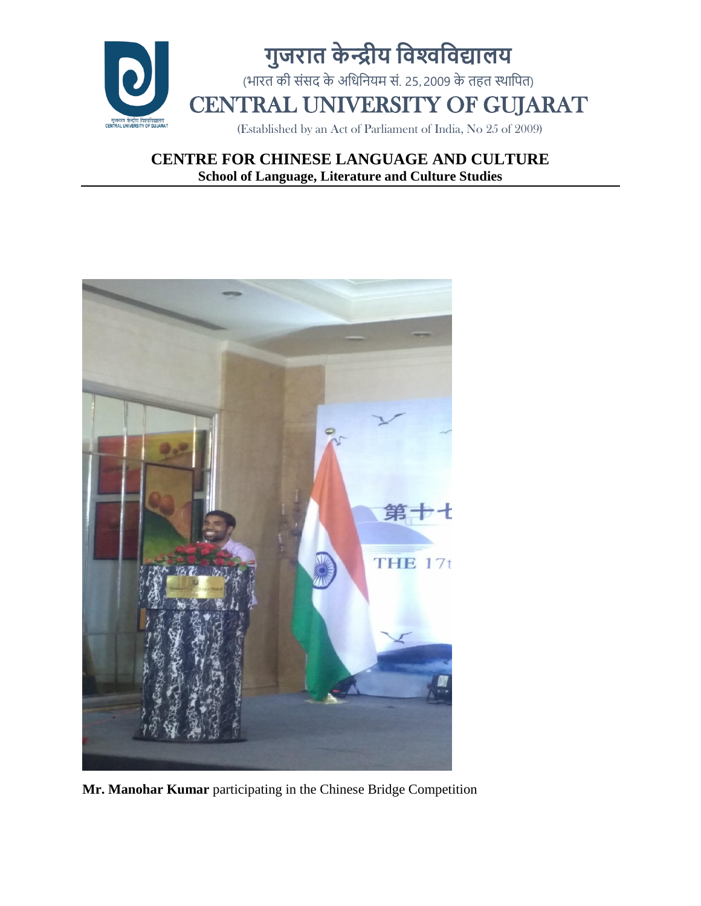# गुजरात केन्द्रीय विश्वविद्यालय

(भारत की संसद के अधिनियम सं. 25, 2009 के तहत स्थापित)

# CENTRAL UNIVERSITY OF GUJARAT

(Established by an Act of Parliament of India, No 25 of 2009)

## CENTRE FOR CHINESE LANGUAGE AND CULTURE

**School of Language, Literature and Culture Studies**

**Mr. Manohar Kumar** participating in the Chinese Bridge Competition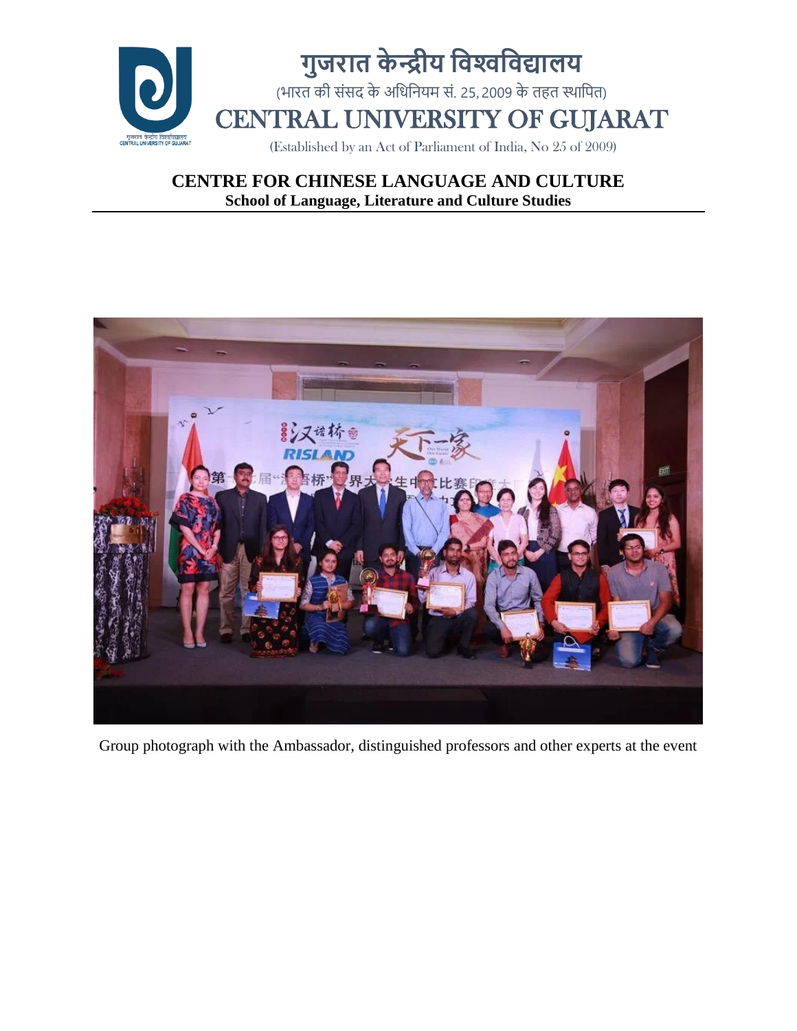# गुजरात केन्द्रीय विश्वविद्यालय

(भारत की संसद के अधिनियम सं. 25, 2009 के तहत स्थापित)

# CENTRAL UNIVERSITY OF GUJARAT

(Established by an Act of Parliament of India, No 25 of 2009)

## CENTRE FOR CHINESE LANGUAGE AND CULTURE

**School of Language, Literature and Culture Studies**

Group photograph with the Ambassador, distinguished professors and other experts at the event